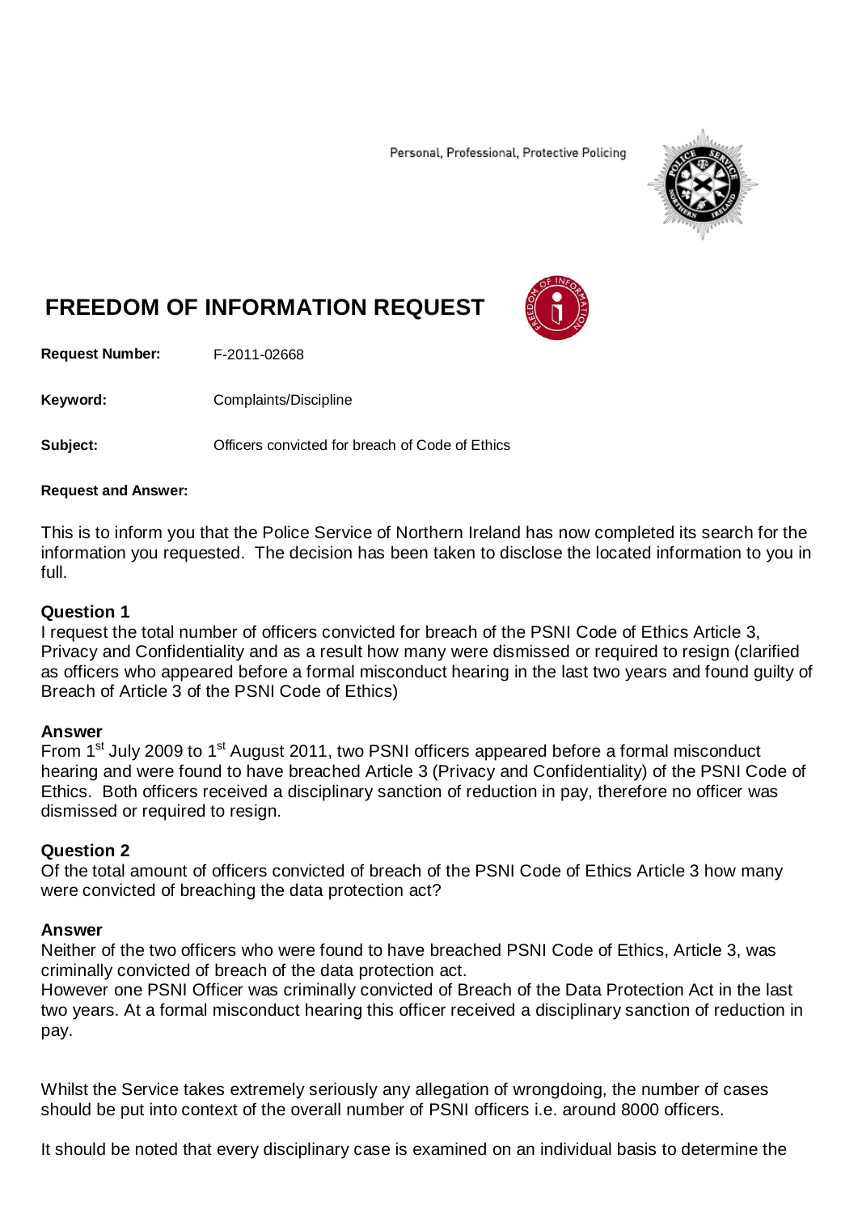Personal, Professional, Protective Policing

# FREEDOM OF INFORMATION REQUEST

**Request Number:** F-2011-02668

**Keyword:** Complaints/Discipline

**Subject:** Officers convicted for breach of Code of Ethics

**Request and Answer:**

This is to inform you that the Police Service of Northern Ireland has now completed its search for the information you requested. The decision has been taken to disclose the located information to you in full.

**Question 1**
I request the total number of officers convicted for breach of the PSNI Code of Ethics Article 3, Privacy and Confidentiality and as a result how many were dismissed or required to resign (clarified as officers who appeared before a formal misconduct hearing in the last two years and found guilty of Breach of Article 3 of the PSNI Code of Ethics)

**Answer**
From 1st July 2009 to 1st August 2011, two PSNI officers appeared before a formal misconduct hearing and were found to have breached Article 3 (Privacy and Confidentiality) of the PSNI Code of Ethics. Both officers received a disciplinary sanction of reduction in pay, therefore no officer was dismissed or required to resign.

**Question 2**
Of the total amount of officers convicted of breach of the PSNI Code of Ethics Article 3 how many were convicted of breaching the data protection act?

**Answer**
Neither of the two officers who were found to have breached PSNI Code of Ethics, Article 3, was criminally convicted of breach of the data protection act.
However one PSNI Officer was criminally convicted of Breach of the Data Protection Act in the last two years. At a formal misconduct hearing this officer received a disciplinary sanction of reduction in pay.

Whilst the Service takes extremely seriously any allegation of wrongdoing, the number of cases should be put into context of the overall number of PSNI officers i.e. around 8000 officers.

It should be noted that every disciplinary case is examined on an individual basis to determine the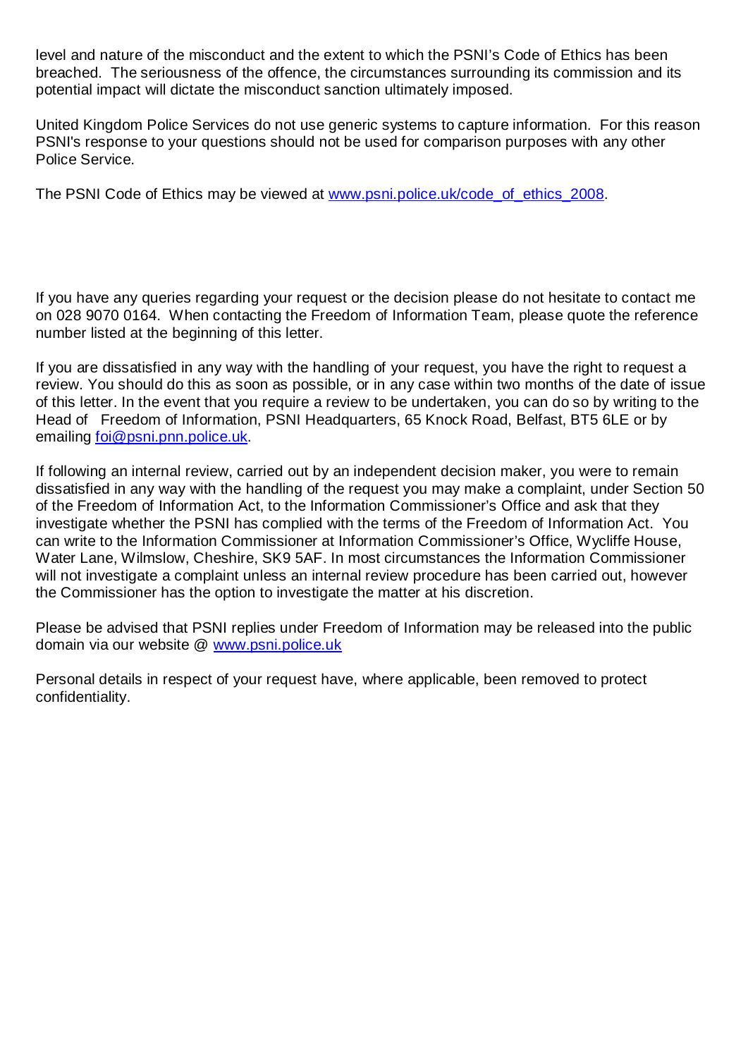level and nature of the misconduct and the extent to which the PSNI's Code of Ethics has been breached. The seriousness of the offence, the circumstances surrounding its commission and its potential impact will dictate the misconduct sanction ultimately imposed.

United Kingdom Police Services do not use generic systems to capture information. For this reason PSNI's response to your questions should not be used for comparison purposes with any other Police Service.

The PSNI Code of Ethics may be viewed at [www.psni.police.uk/code_of_ethics_2008](www.psni.police.uk/code_of_ethics_2008).

If you have any queries regarding your request or the decision please do not hesitate to contact me on 028 9070 0164. When contacting the Freedom of Information Team, please quote the reference number listed at the beginning of this letter.

If you are dissatisfied in any way with the handling of your request, you have the right to request a review. You should do this as soon as possible, or in any case within two months of the date of issue of this letter. In the event that you require a review to be undertaken, you can do so by writing to the Head of Freedom of Information, PSNI Headquarters, 65 Knock Road, Belfast, BT5 6LE or by emailing [foi@psni.pnn.police.uk](mailto:foi@psni.pnn.police.uk).

If following an internal review, carried out by an independent decision maker, you were to remain dissatisfied in any way with the handling of the request you may make a complaint, under Section 50 of the Freedom of Information Act, to the Information Commissioner's Office and ask that they investigate whether the PSNI has complied with the terms of the Freedom of Information Act. You can write to the Information Commissioner at Information Commissioner's Office, Wycliffe House, Water Lane, Wilmslow, Cheshire, SK9 5AF. In most circumstances the Information Commissioner will not investigate a complaint unless an internal review procedure has been carried out, however the Commissioner has the option to investigate the matter at his discretion.

Please be advised that PSNI replies under Freedom of Information may be released into the public domain via our website @ [www.psni.police.uk](www.psni.police.uk)

Personal details in respect of your request have, where applicable, been removed to protect confidentiality.